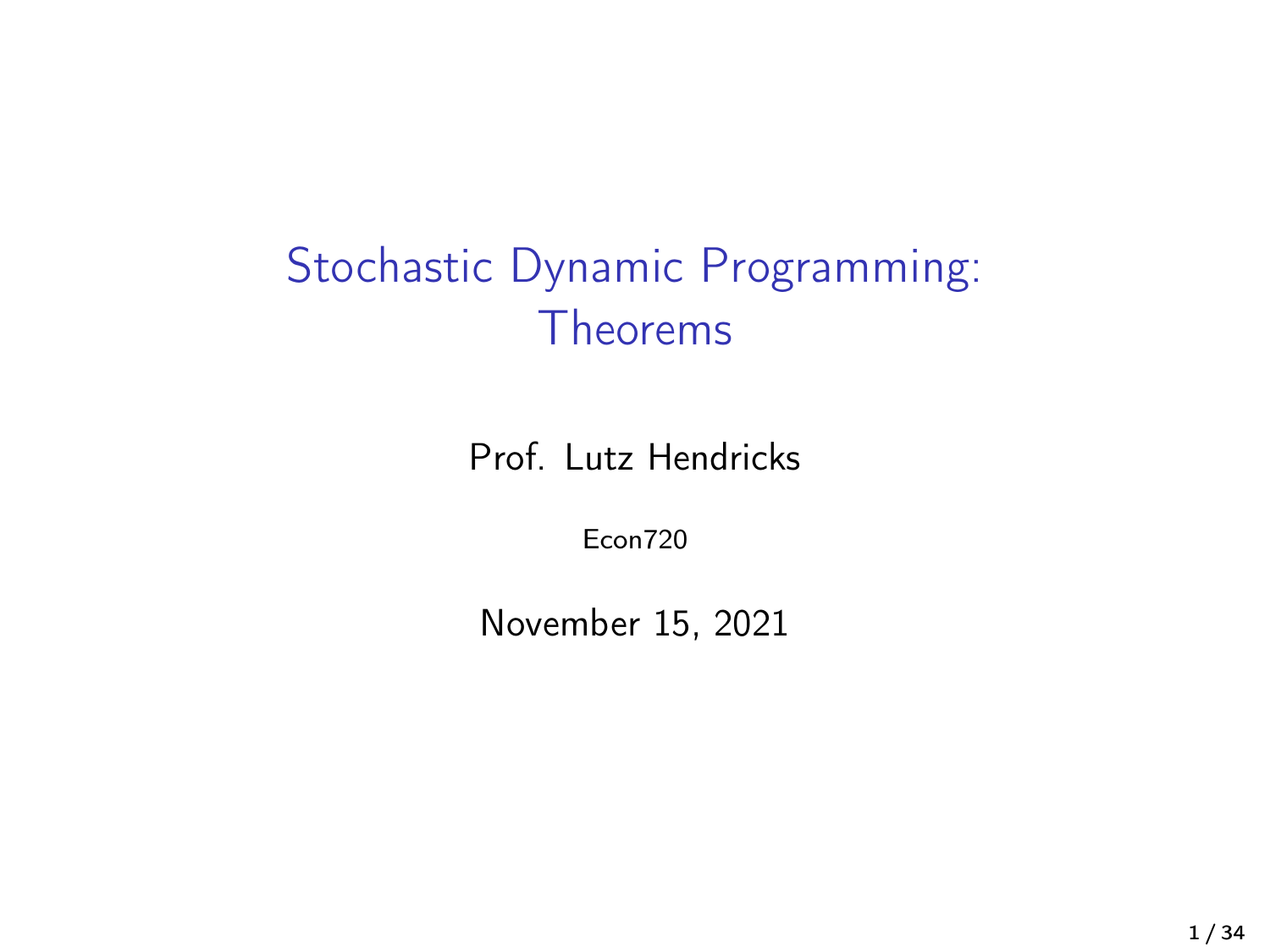# Stochastic Dynamic Programming: Theorems

Prof. Lutz Hendricks

Econ720

November 15, 2021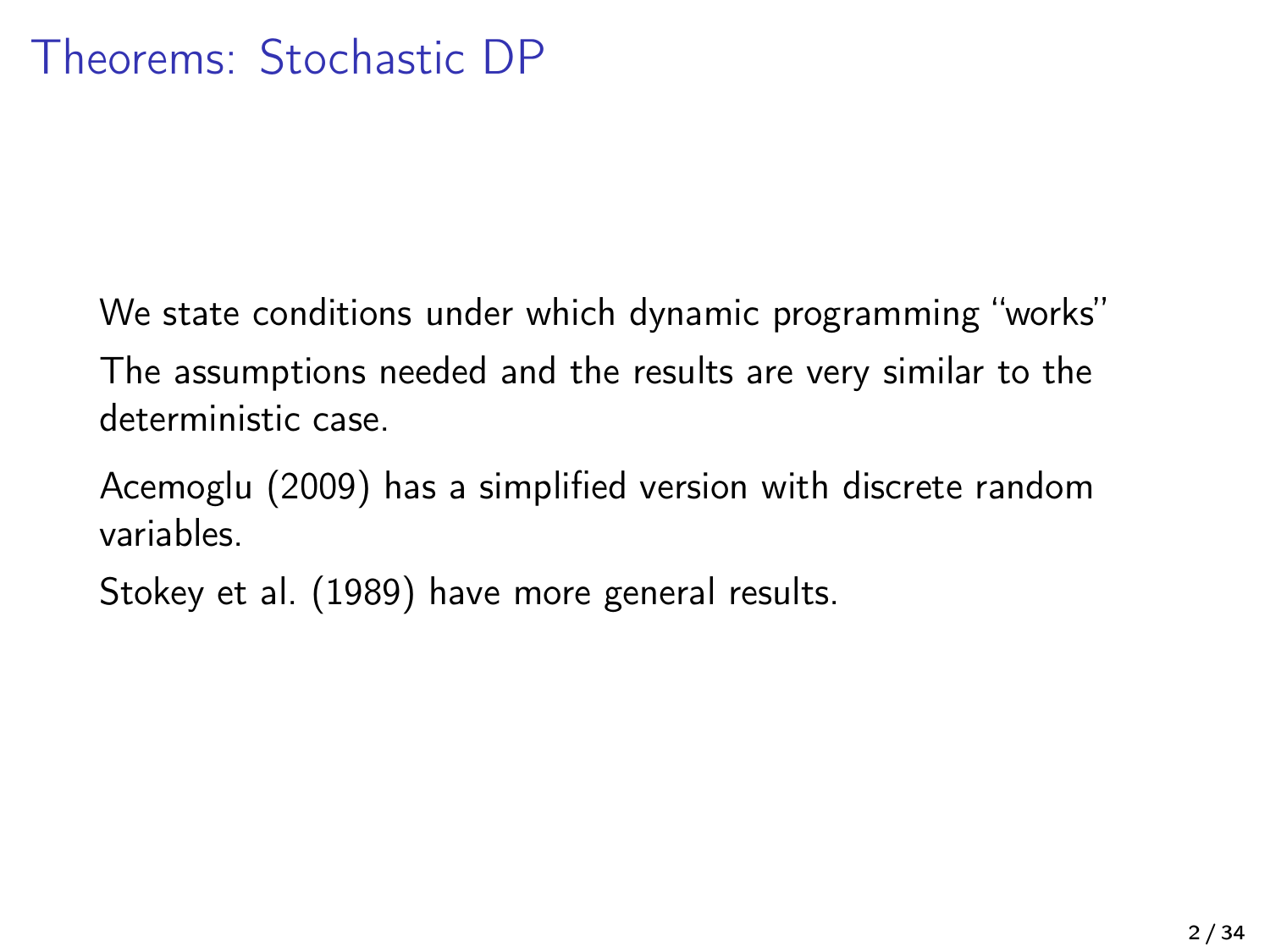# Theorems: Stochastic DP

We state conditions under which dynamic programming "works"

The assumptions needed and the results are very similar to the deterministic case.

Acemoglu (2009) has a simplified version with discrete random variables.

Stokey et al. (1989) have more general results.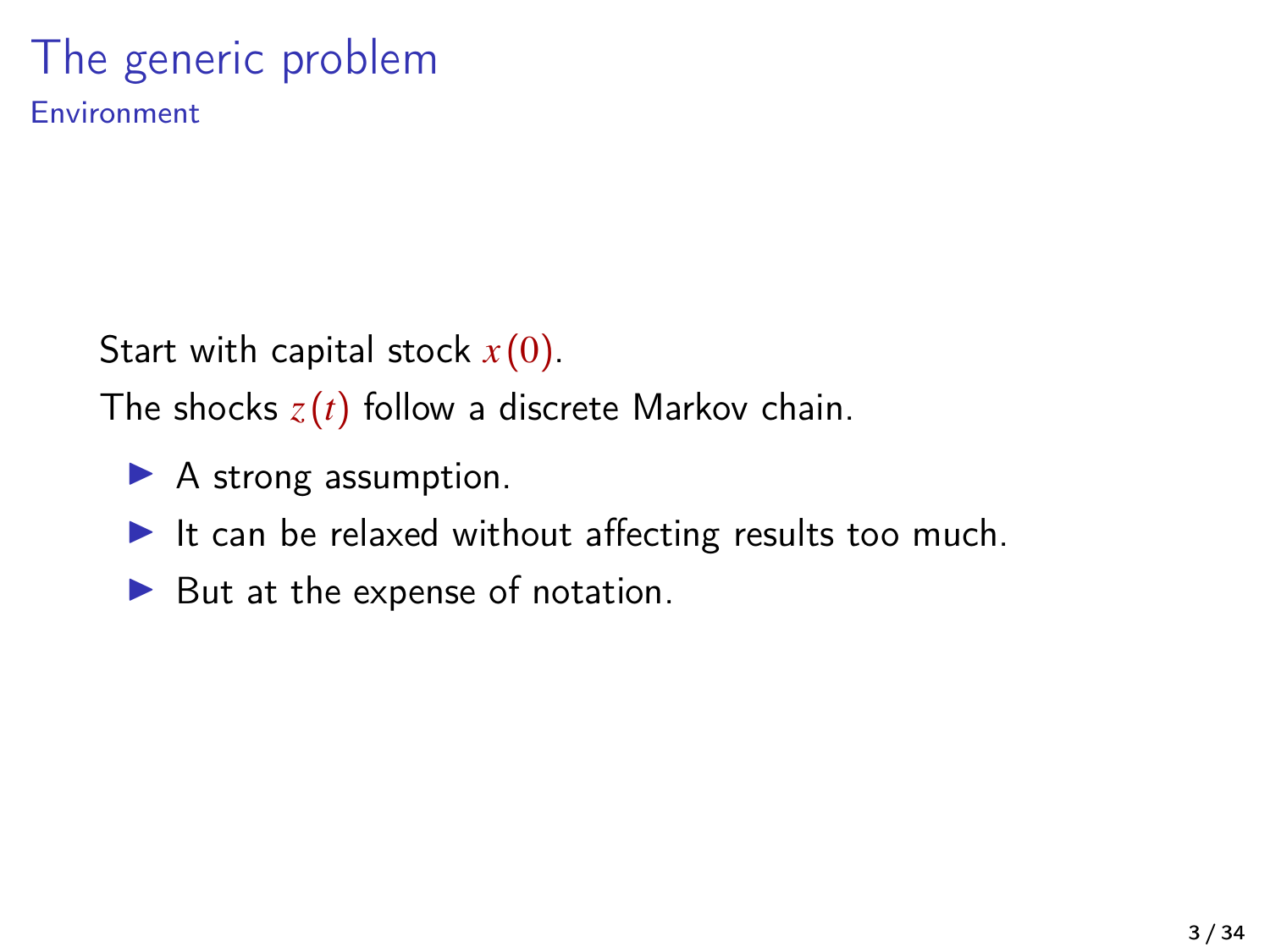# The generic problem

## Environment

Start with capital stock $x(0)$.

The shocks $z(t)$ follow a discrete Markov chain.

- A strong assumption.
- It can be relaxed without affecting results too much.
- But at the expense of notation.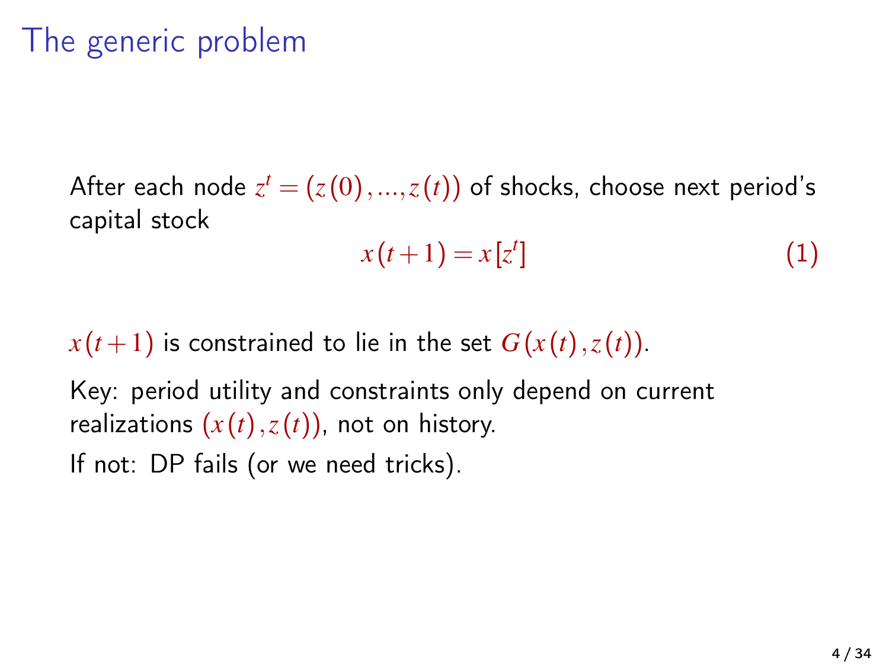# The generic problem

After each node $z^t = (z(0), ..., z(t))$ of shocks, choose next period's capital stock

$$x(t+1) = x[z^t] \tag{1}$$

$x(t+1)$ is constrained to lie in the set $G(x(t), z(t))$.

Key: period utility and constraints only depend on current realizations $(x(t), z(t))$, not on history.

If not: DP fails (or we need tricks).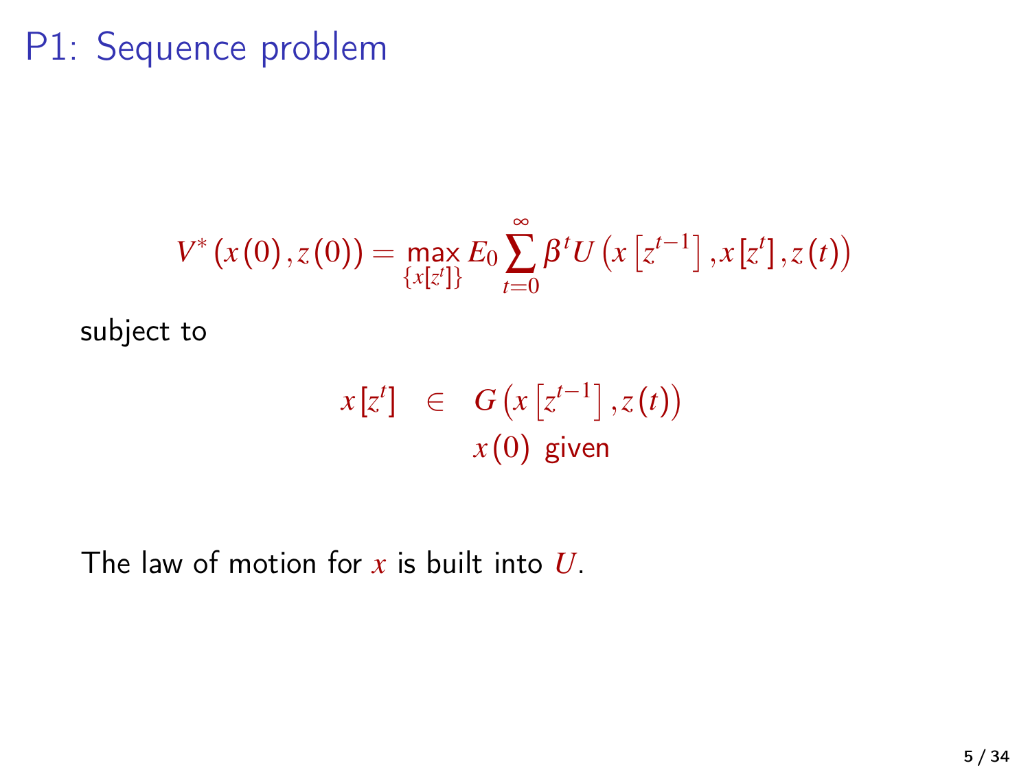# P1: Sequence problem

$$V^*\left(x(0), z(0)\right) = \max_{\{x[z^t]\}} E_0 \sum_{t=0}^{\infty} \beta^t U\left(x\left[z^{t-1}\right], x\left[z^t\right], z(t)\right)$$

subject to

$$\begin{aligned} x\left[z^t\right] &\in G\left(x\left[z^{t-1}\right], z(t)\right) \\ & x(0) \text{ given} \end{aligned}$$

The law of motion for $x$ is built into $U$.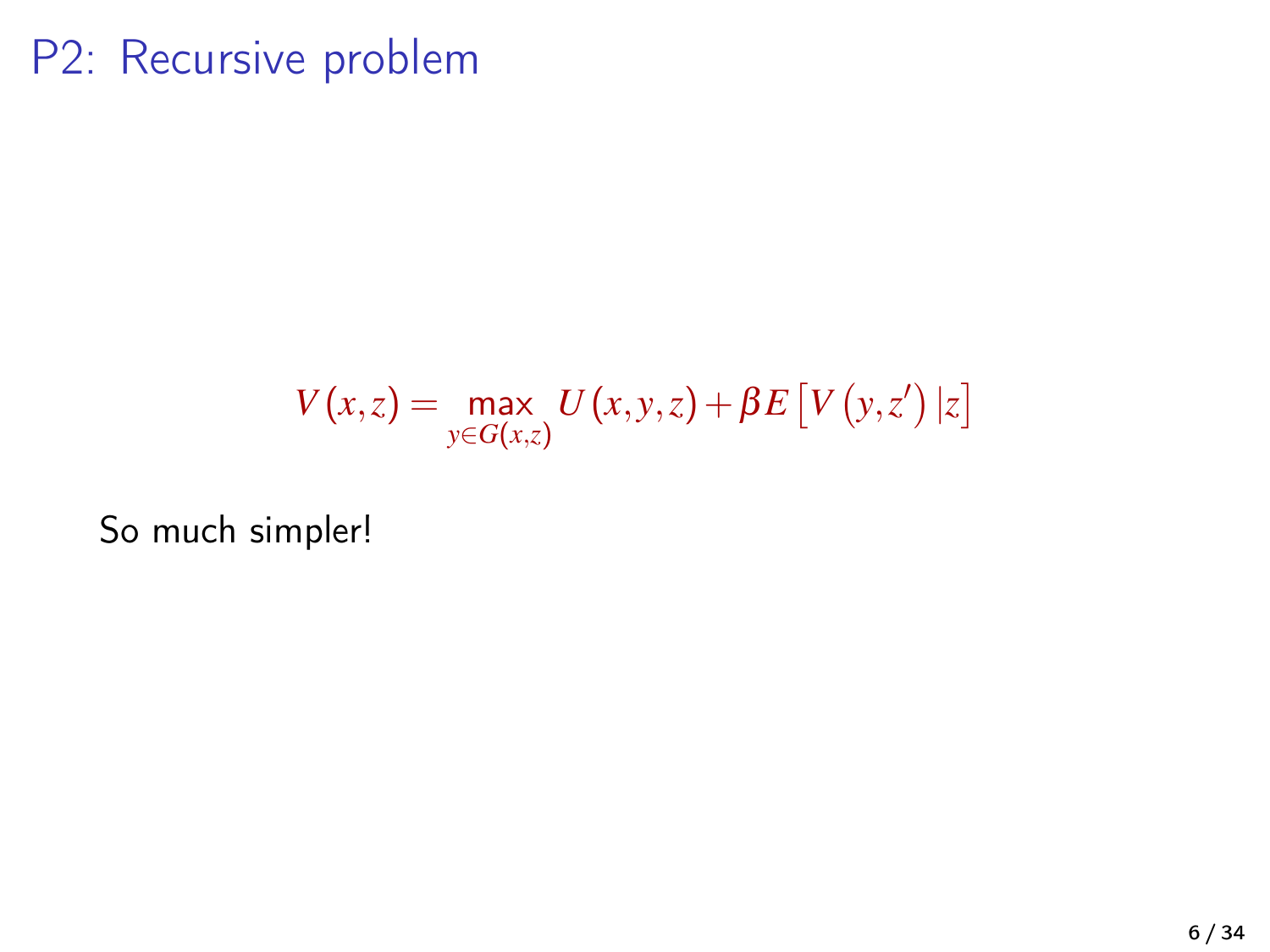# P2: Recursive problem

$$V(x,z) = \max_{y \in G(x,z)} U(x,y,z) + \beta E\left[V\left(y,z'\right)|z\right]$$

So much simpler!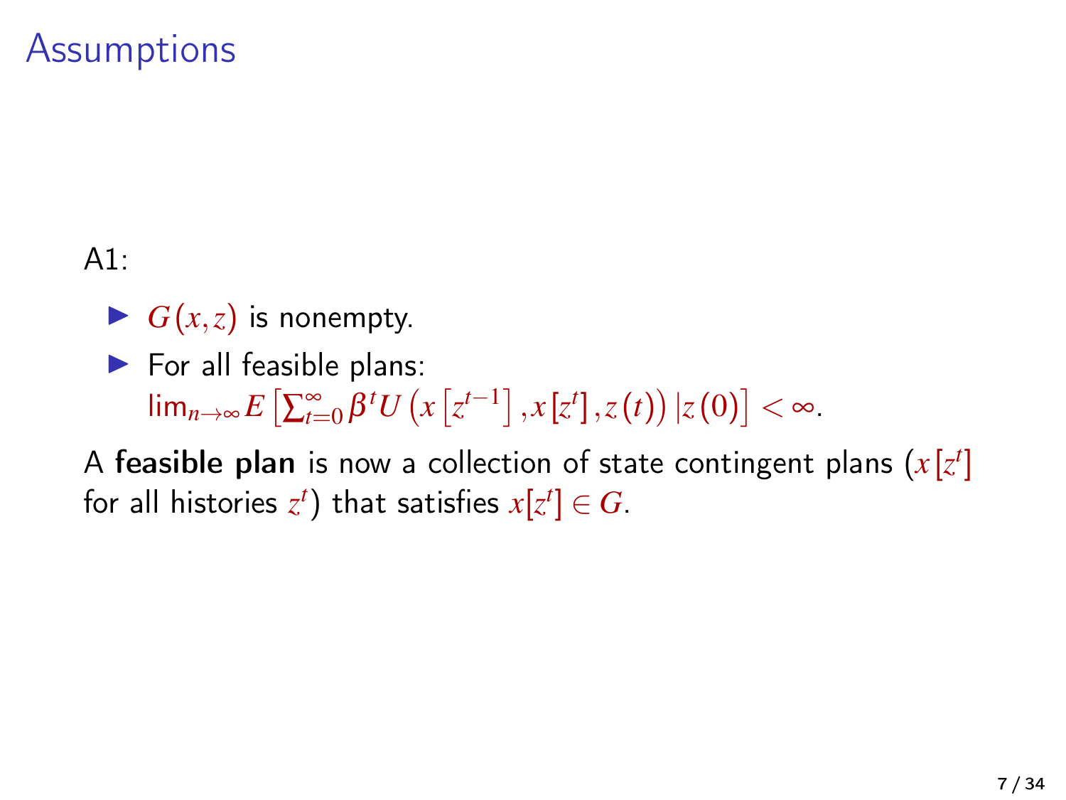# Assumptions

A1:

- $G(x,z)$ is nonempty.
- For all feasible plans: $\lim_{n\to\infty} E\left[\sum_{t=0}^{\infty} \beta^t U\left(x\left[z^{t-1}\right], x[z^t], z(t)\right) | z(0)\right] < \infty$.

A **feasible plan** is now a collection of state contingent plans ($x[z^t]$ for all histories $z^t$) that satisfies $x[z^t] \in G$.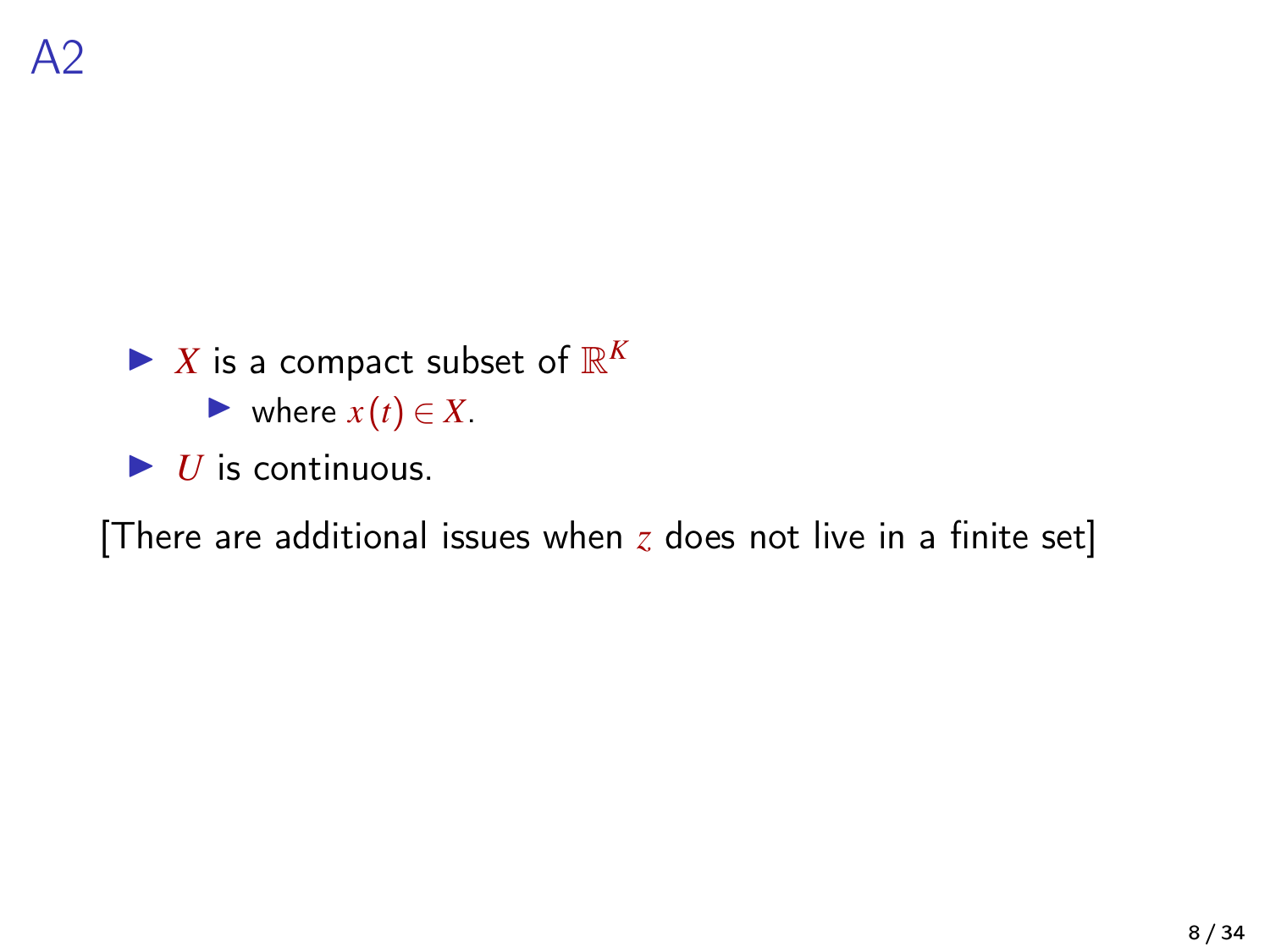# A2

- $X$ is a compact subset of $\mathbb{R}^K$
  - where $x(t) \in X$.
- $U$ is continuous.

[There are additional issues when $z$ does not live in a finite set]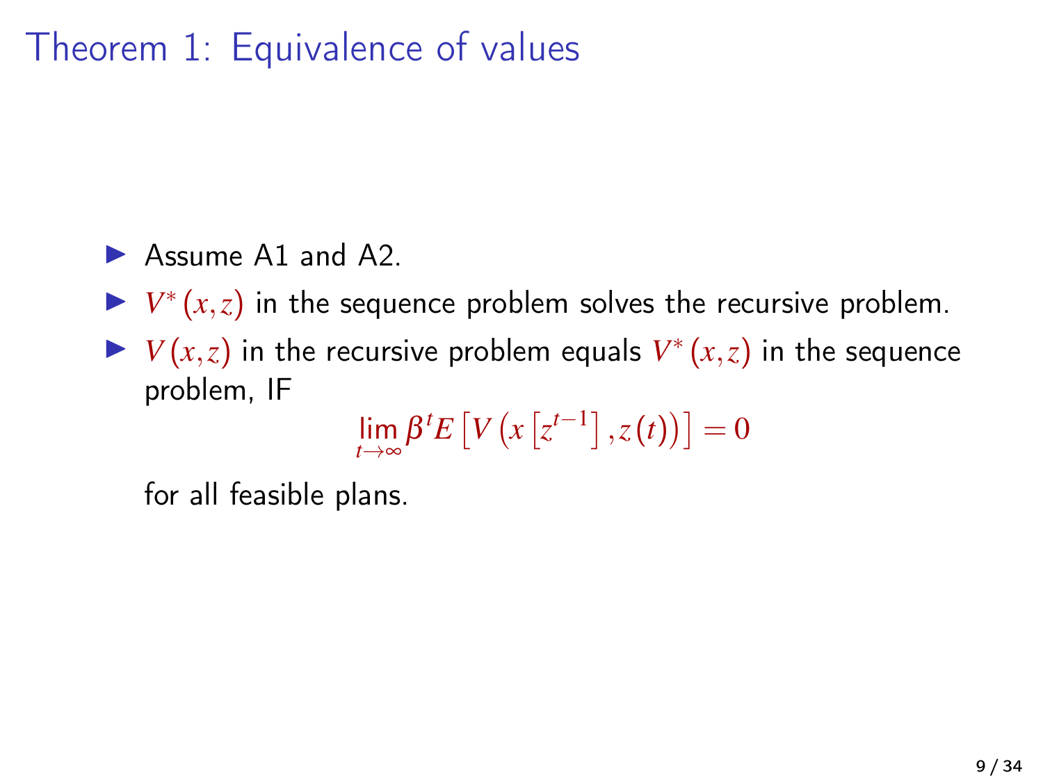# Theorem 1: Equivalence of values

- Assume A1 and A2.
- $V^*(x,z)$ in the sequence problem solves the recursive problem.
- $V(x,z)$ in the recursive problem equals $V^*(x,z)$ in the sequence problem, IF

$$\lim_{t\to\infty} \beta^t E\left[V\left(x\left[z^{t-1}\right], z(t)\right)\right] = 0$$

  for all feasible plans.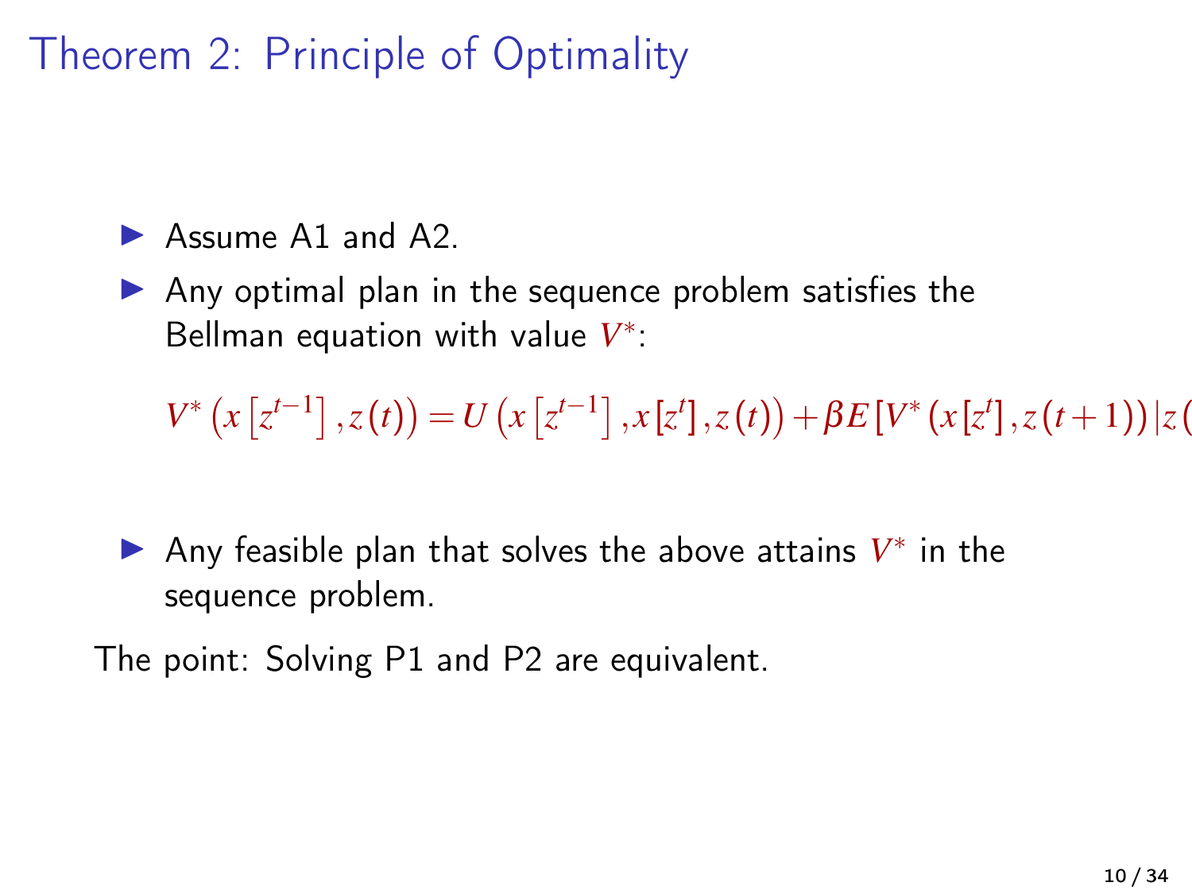# Theorem 2: Principle of Optimality

- Assume A1 and A2.
- Any optimal plan in the sequence problem satisfies the Bellman equation with value $V^*$:

$$V^*\left(x\left[z^{t-1}\right], z(t)\right) = U\left(x\left[z^{t-1}\right], x[z^t], z(t)\right) + \beta E\left[V^*\left(x[z^t], z(t+1)\right) | z(\right.$$

- Any feasible plan that solves the above attains $V^*$ in the sequence problem.

The point: Solving P1 and P2 are equivalent.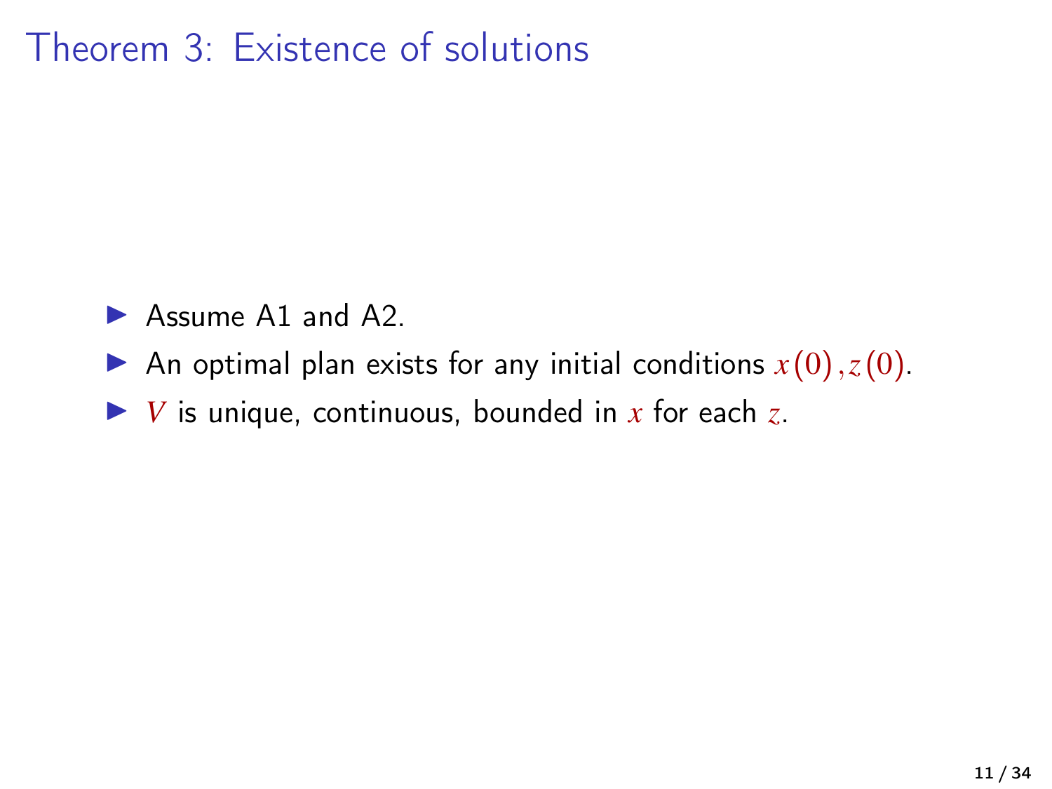# Theorem 3: Existence of solutions

- Assume A1 and A2.
- An optimal plan exists for any initial conditions $x(0), z(0)$.
- $V$ is unique, continuous, bounded in $x$ for each $z$.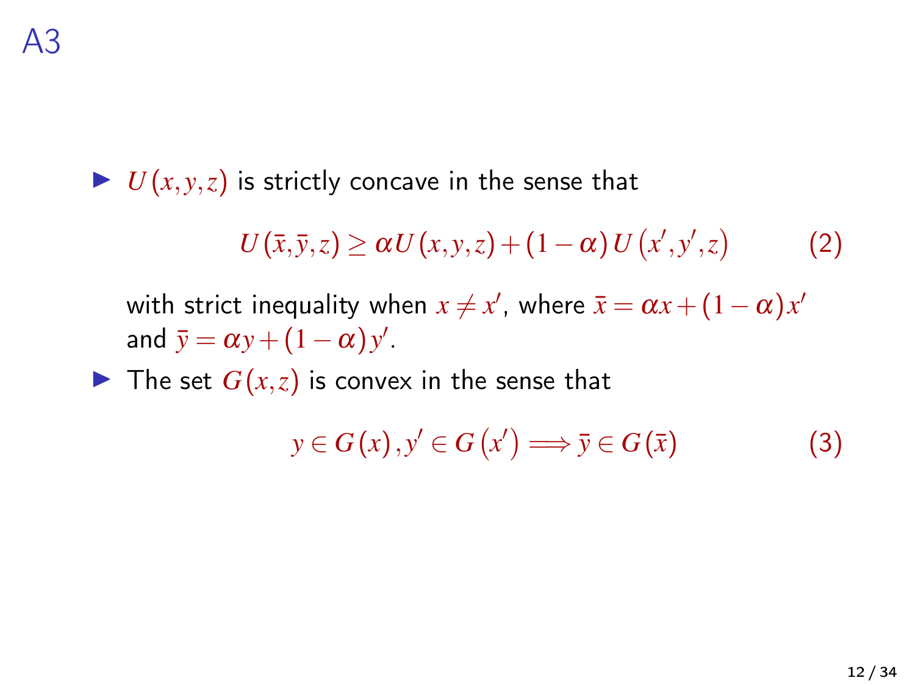# A3

- $U(x,y,z)$ is strictly concave in the sense that

$$U(\bar{x},\bar{y},z) \geq \alpha U(x,y,z) + (1-\alpha) U(x',y',z) \tag{2}$$

  with strict inequality when $x \neq x'$, where $\bar{x} = \alpha x + (1-\alpha) x'$ and $\bar{y} = \alpha y + (1-\alpha) y'$.

- The set $G(x,z)$ is convex in the sense that

$$y \in G(x), y' \in G(x') \Longrightarrow \bar{y} \in G(\bar{x}) \tag{3}$$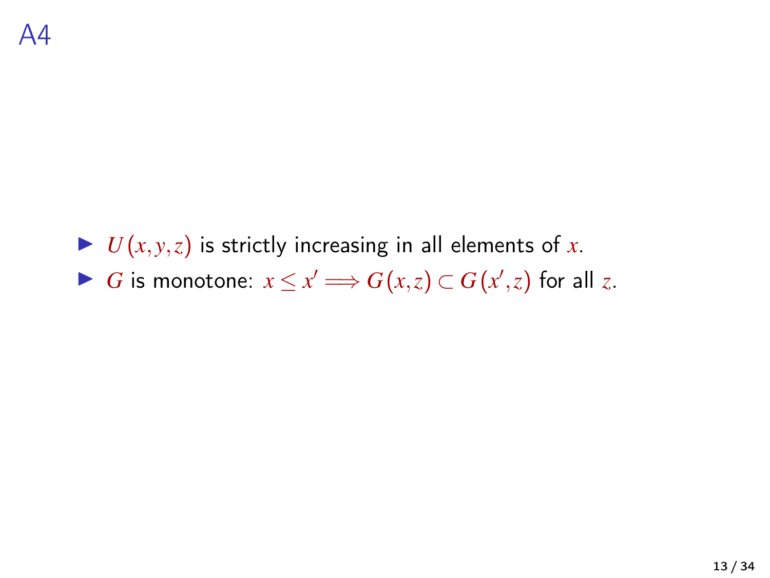# A4

- $U(x,y,z)$ is strictly increasing in all elements of $x$.
- $G$ is monotone: $x \leq x' \Longrightarrow G(x,z) \subset G(x',z)$ for all $z$.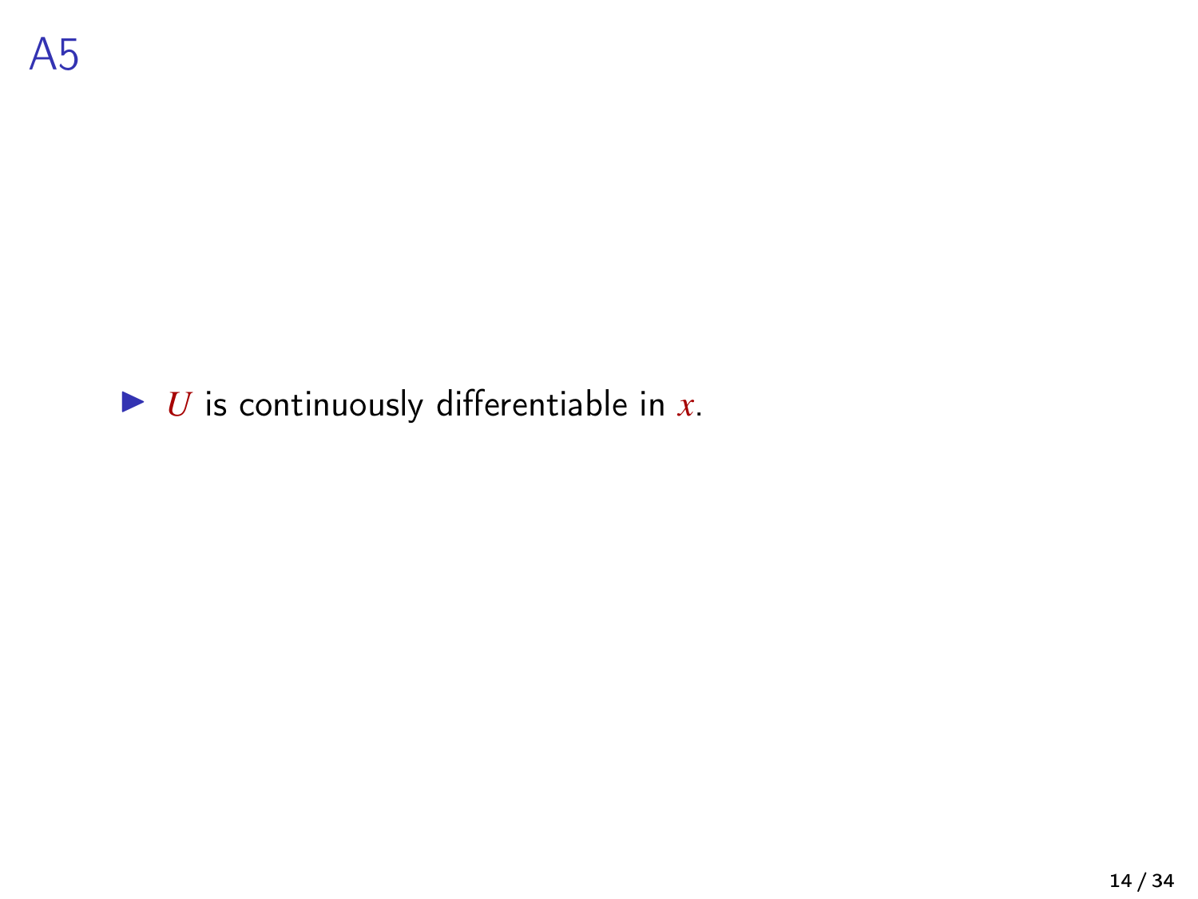# A5

- $U$ is continuously differentiable in $x$.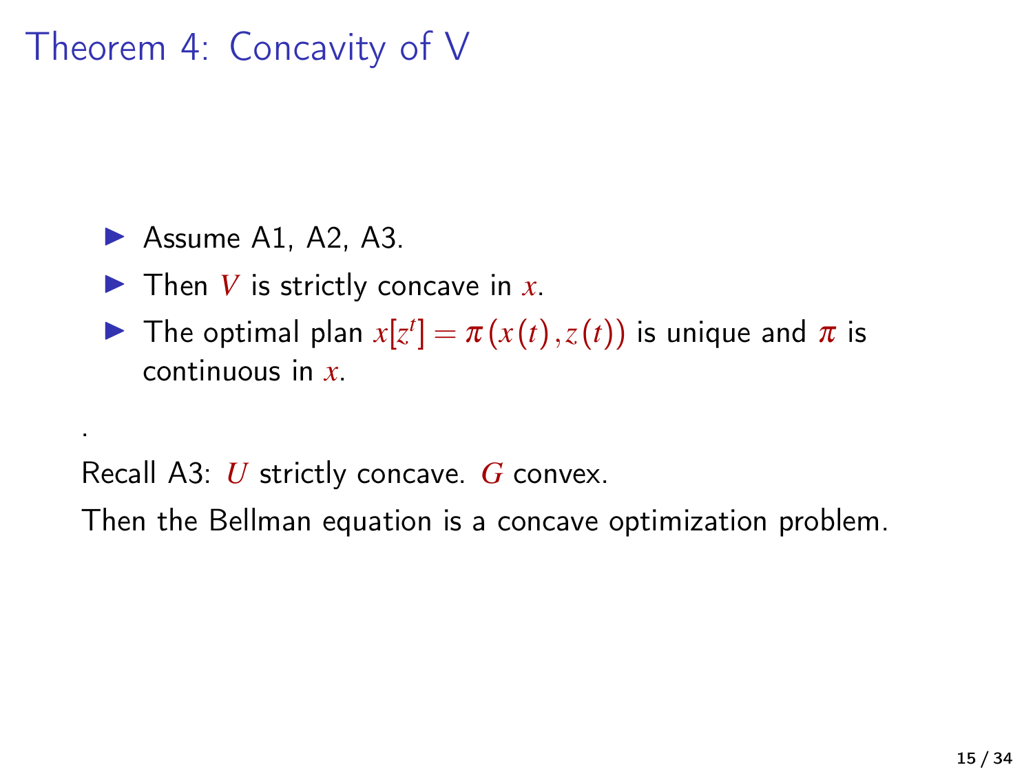# Theorem 4: Concavity of V

- Assume A1, A2, A3.
- Then $V$ is strictly concave in $x$.
- The optimal plan $x[z^t] = \pi(x(t), z(t))$ is unique and $\pi$ is continuous in $x$.

.

Recall A3: $U$ strictly concave. $G$ convex.

Then the Bellman equation is a concave optimization problem.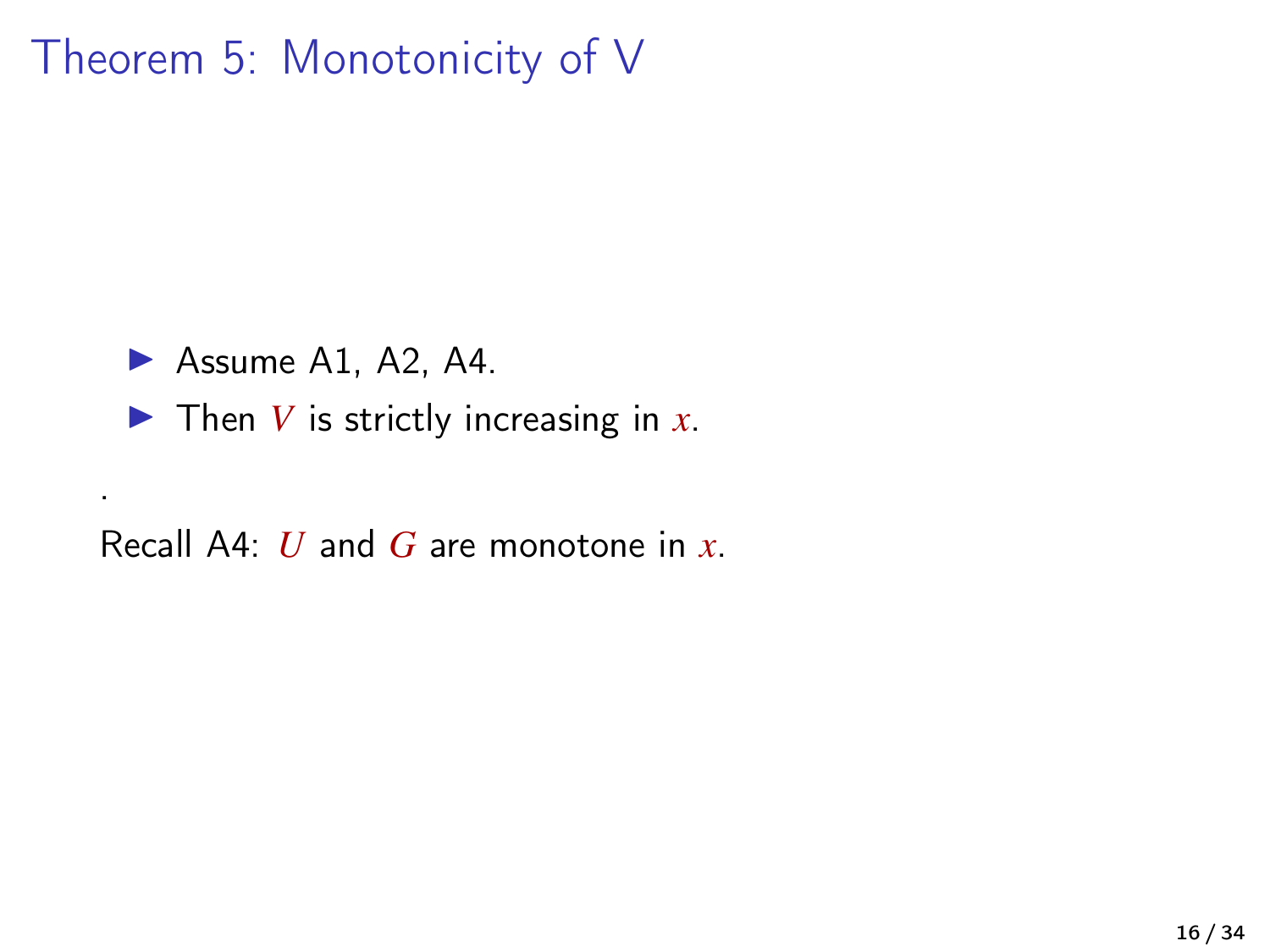# Theorem 5: Monotonicity of V

- Assume A1, A2, A4.
- Then $V$ is strictly increasing in $x$.

.

Recall A4: $U$ and $G$ are monotone in $x$.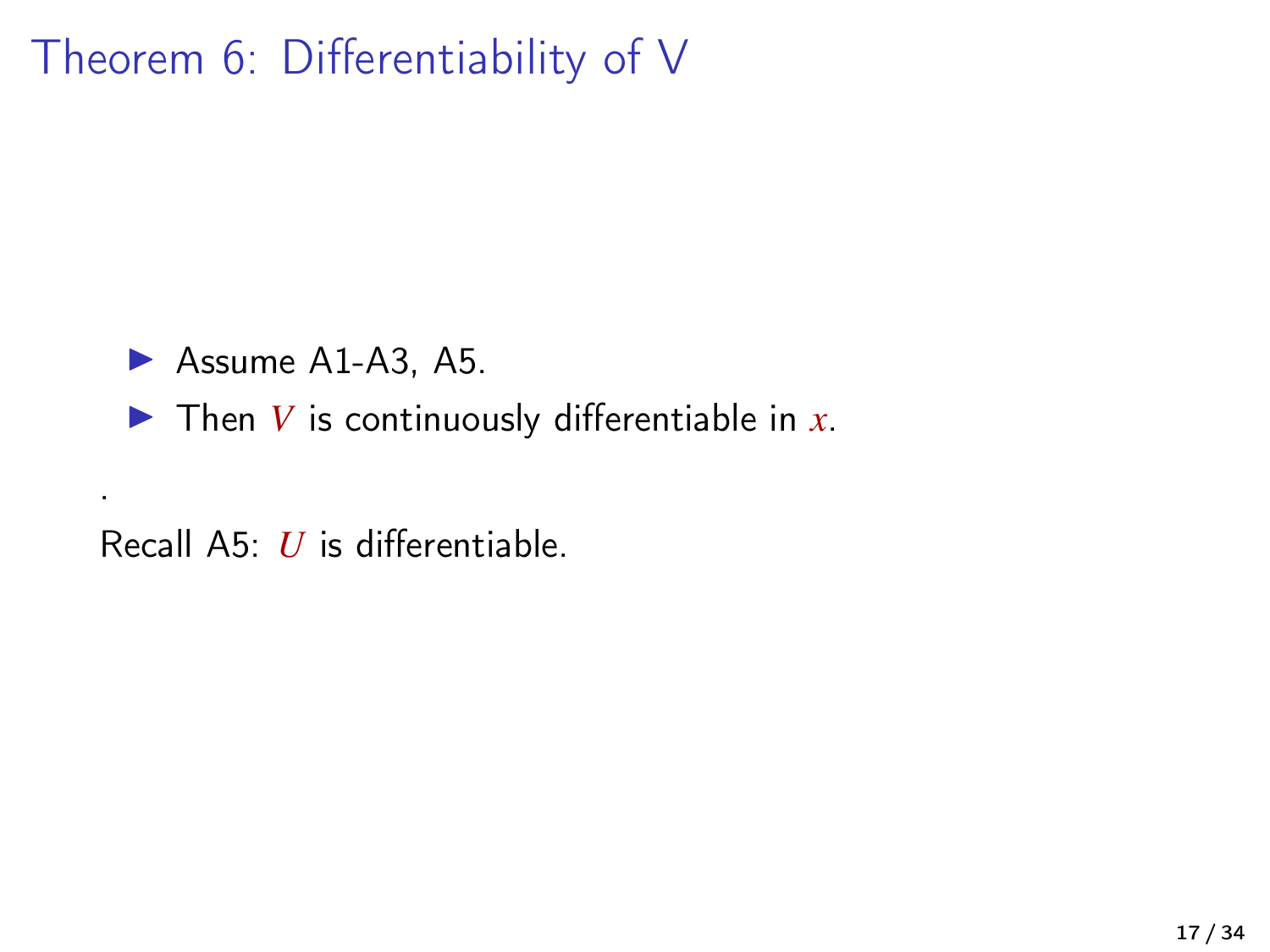# Theorem 6: Differentiability of V

- Assume A1-A3, A5.
- Then $V$ is continuously differentiable in $x$.

.

Recall A5: $U$ is differentiable.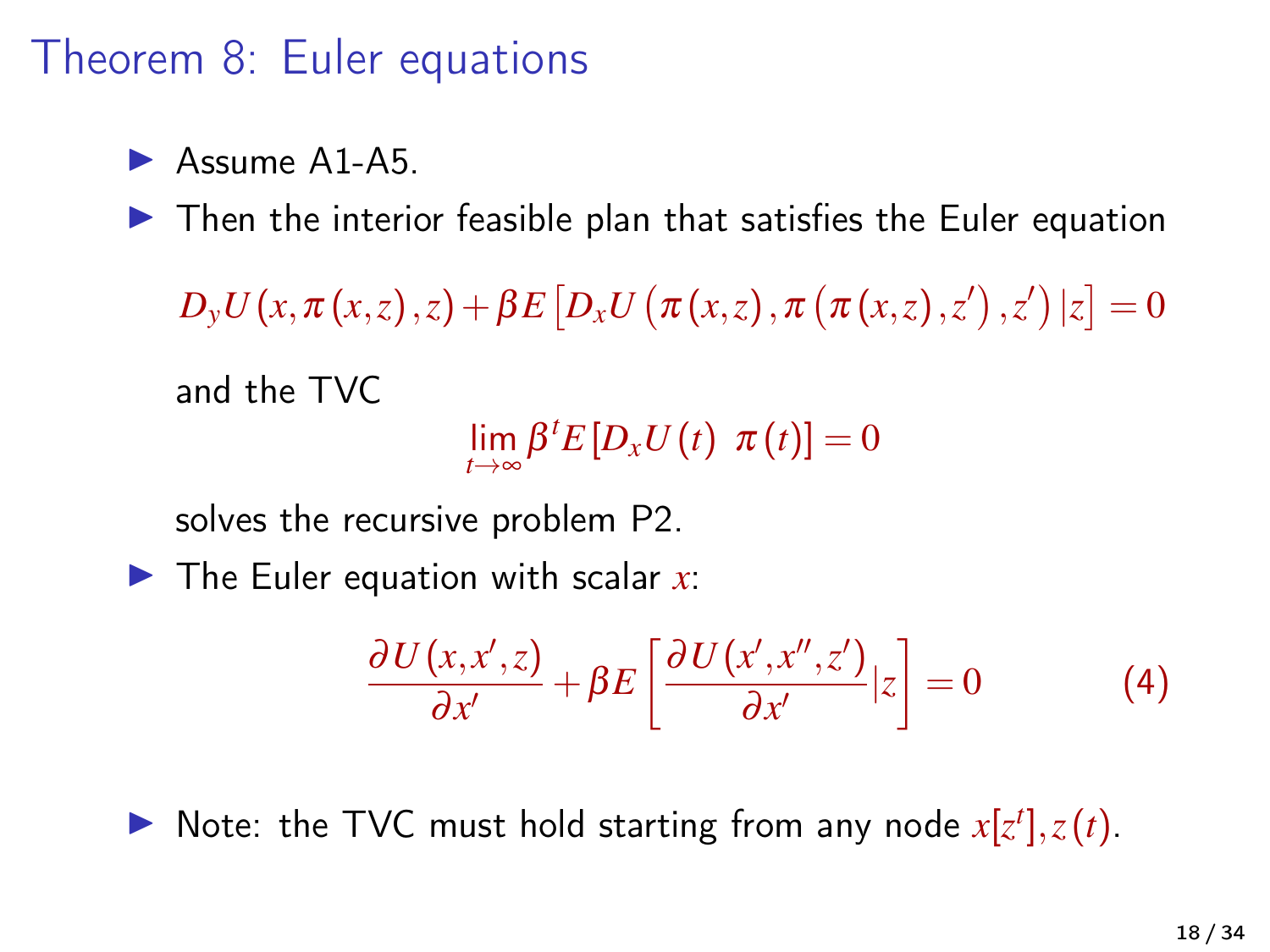# Theorem 8: Euler equations

- Assume A1-A5.
- Then the interior feasible plan that satisfies the Euler equation

  $$D_y U(x, \pi(x,z), z) + \beta E\left[D_x U\left(\pi(x,z), \pi\left(\pi(x,z), z'\right), z'\right)|z\right] = 0$$

  and the TVC

  $$\lim_{t\to\infty} \beta^t E\left[D_x U(t)\ \pi(t)\right] = 0$$

  solves the recursive problem P2.
- The Euler equation with scalar $x$:

  $$\frac{\partial U(x, x', z)}{\partial x'} + \beta E\left[\frac{\partial U(x', x'', z')}{\partial x'}|z\right] = 0 \qquad (4)$$

- Note: the TVC must hold starting from any node $x[z^t], z(t)$.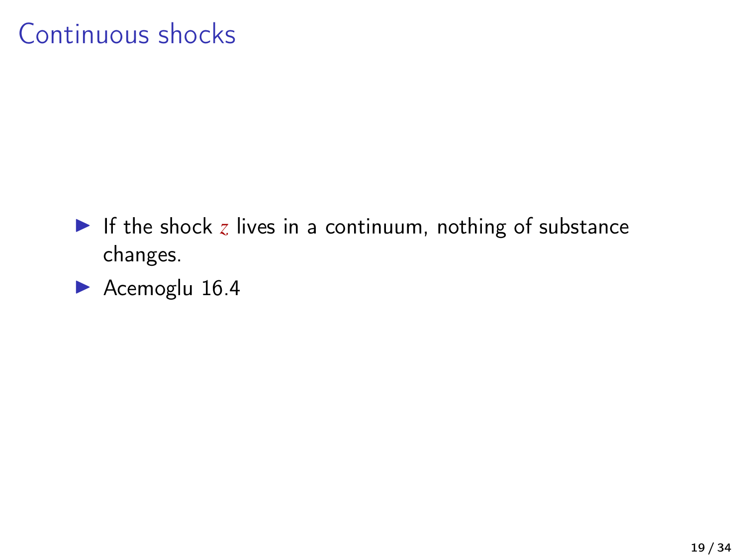# Continuous shocks

- If the shock $z$ lives in a continuum, nothing of substance changes.
- Acemoglu 16.4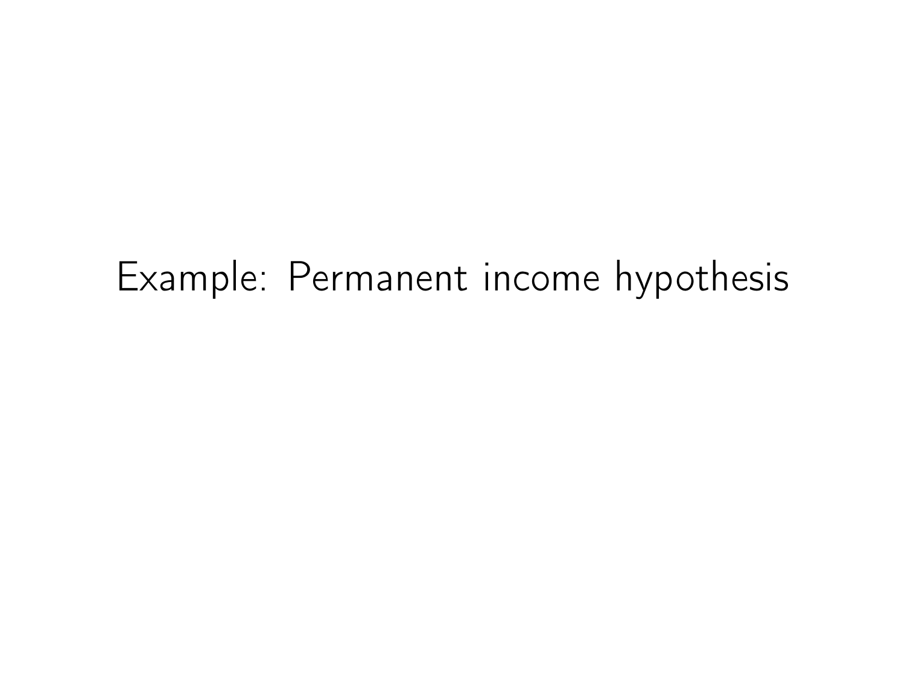# Example: Permanent income hypothesis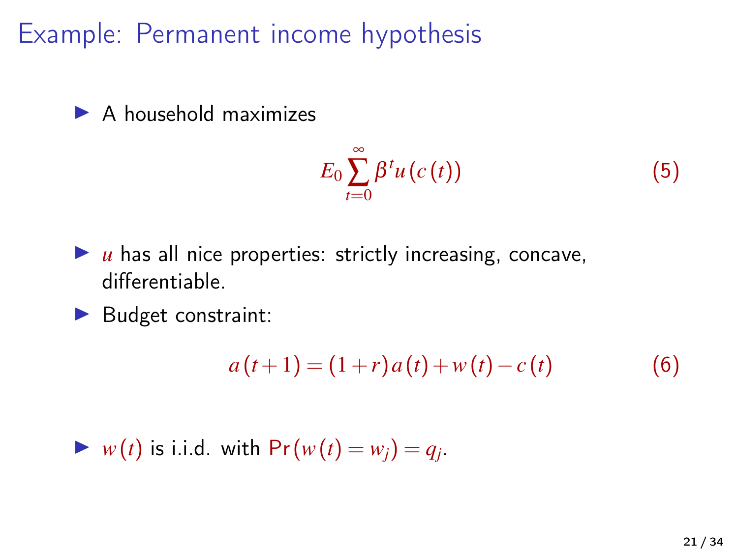# Example: Permanent income hypothesis

- A household maximizes

$$E_0 \sum_{t=0}^{\infty} \beta^t u(c(t)) \tag{5}$$

- $u$ has all nice properties: strictly increasing, concave, differentiable.
- Budget constraint:

$$a(t+1) = (1+r)a(t) + w(t) - c(t) \tag{6}$$

- $w(t)$ is i.i.d. with $\Pr(w(t) = w_j) = q_j$.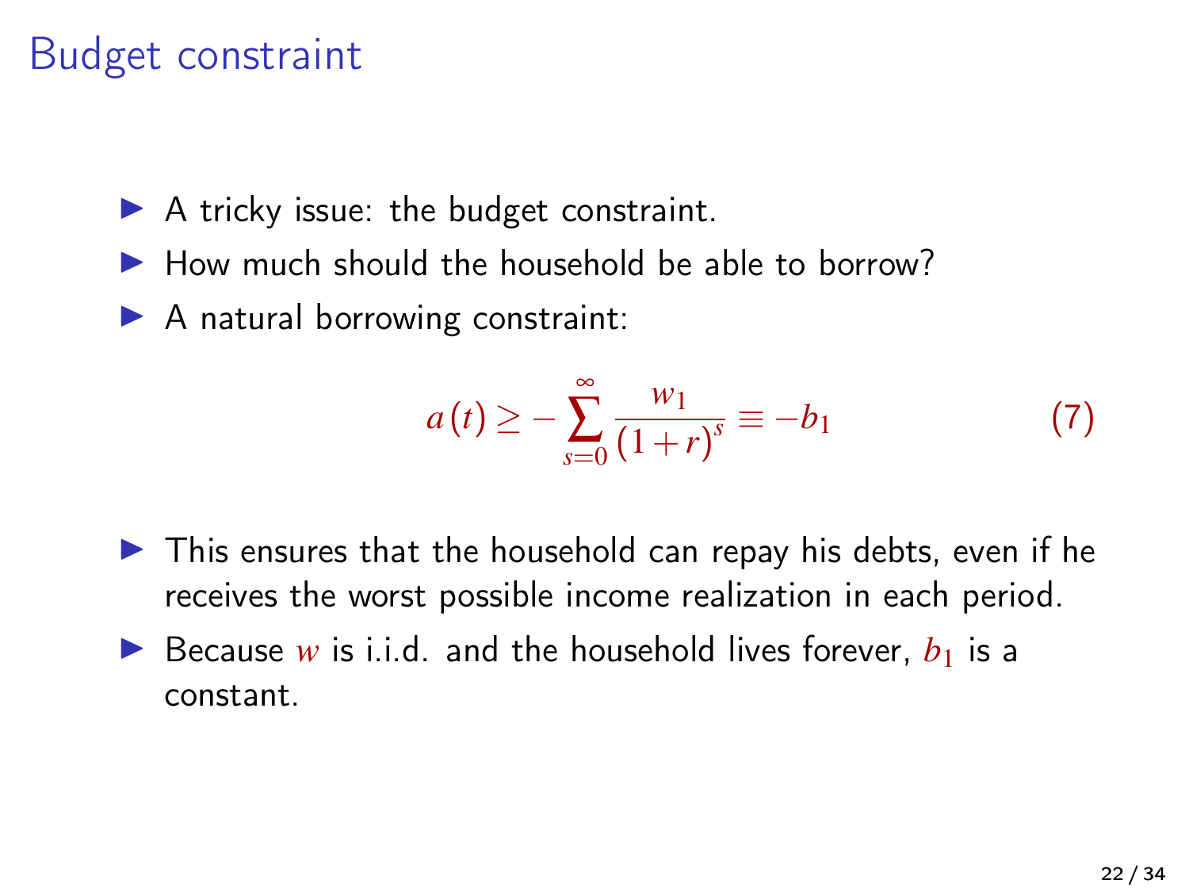# Budget constraint

- A tricky issue: the budget constraint.
- How much should the household be able to borrow?
- A natural borrowing constraint:

$$a(t) \geq -\sum_{s=0}^{\infty} \frac{w_1}{(1+r)^s} \equiv -b_1 \tag{7}$$

- This ensures that the household can repay his debts, even if he receives the worst possible income realization in each period.
- Because $w$ is i.i.d. and the household lives forever, $b_1$ is a constant.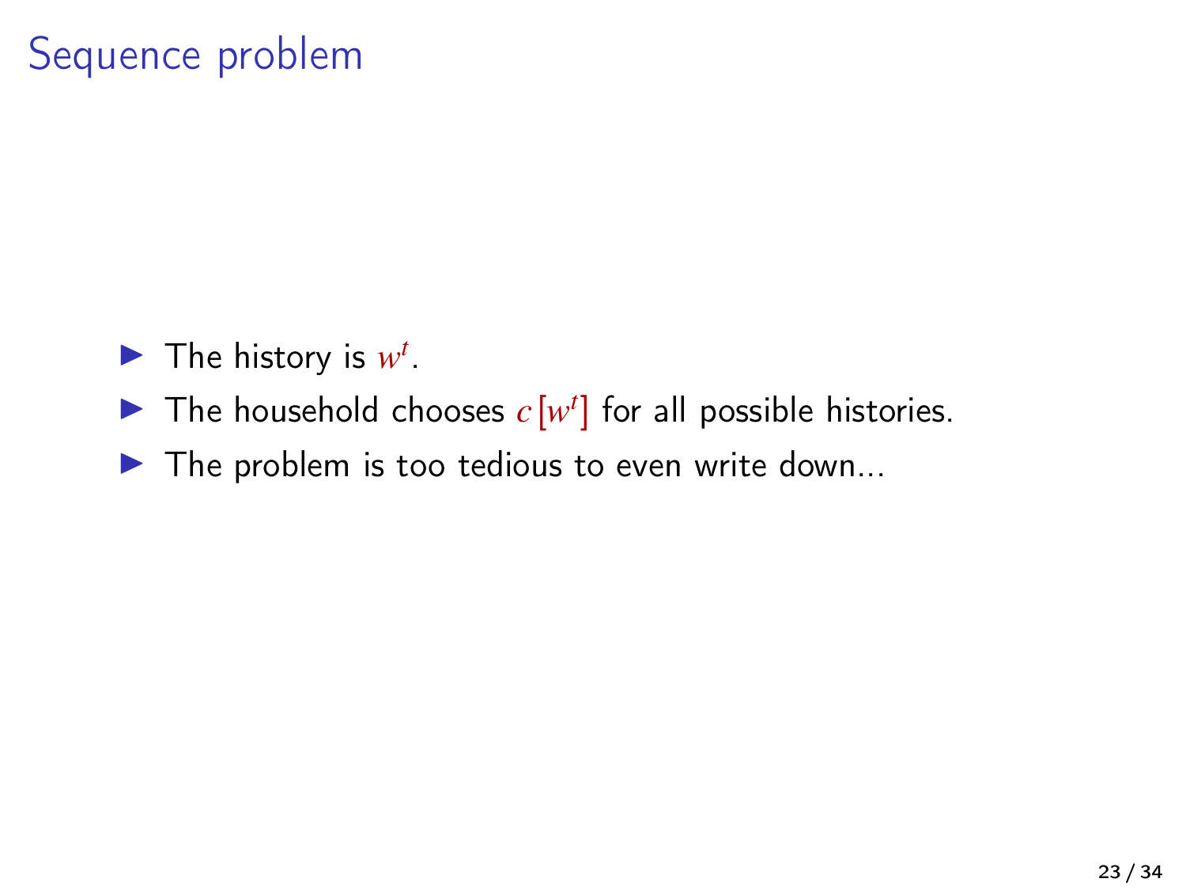# Sequence problem

- The history is $w^t$.
- The household chooses $c\left[w^t\right]$ for all possible histories.
- The problem is too tedious to even write down...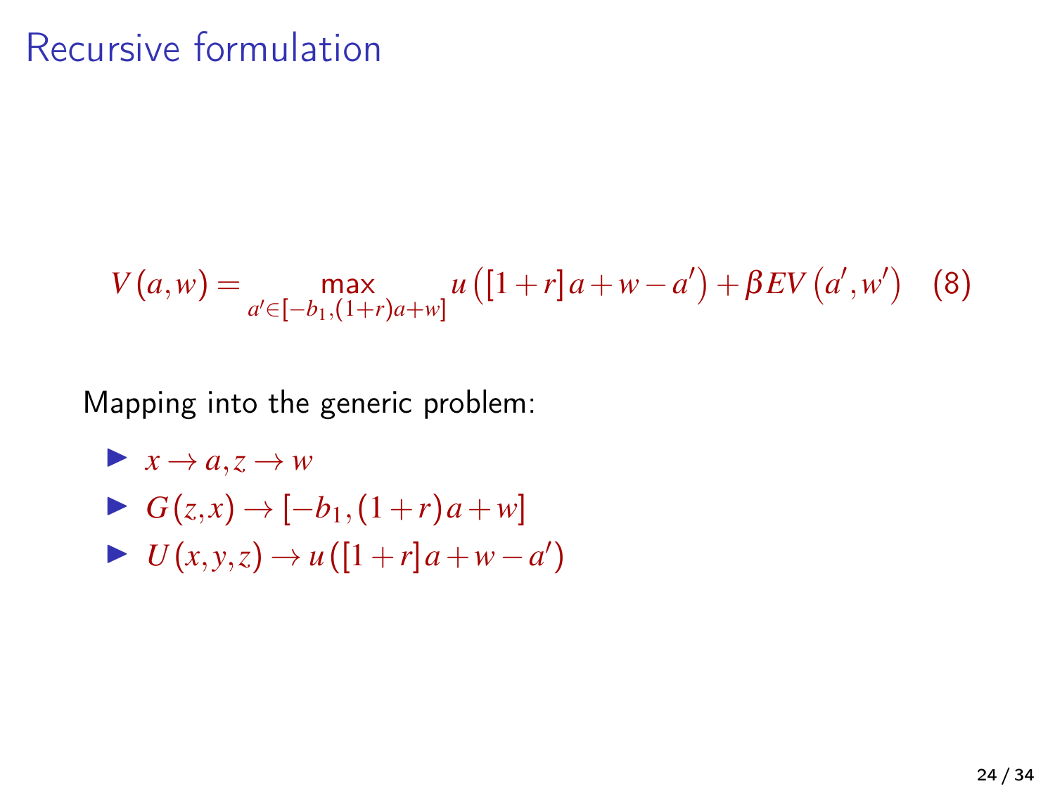# Recursive formulation

$$V(a,w) = \max_{a' \in [-b_1,(1+r)a+w]} u\left([1+r]a + w - a'\right) + \beta EV\left(a', w'\right) \quad (8)$$

Mapping into the generic problem:

- $x \to a, z \to w$
- $G(z,x) \to [-b_1, (1+r)a + w]$
- $U(x,y,z) \to u([1+r]a + w - a')$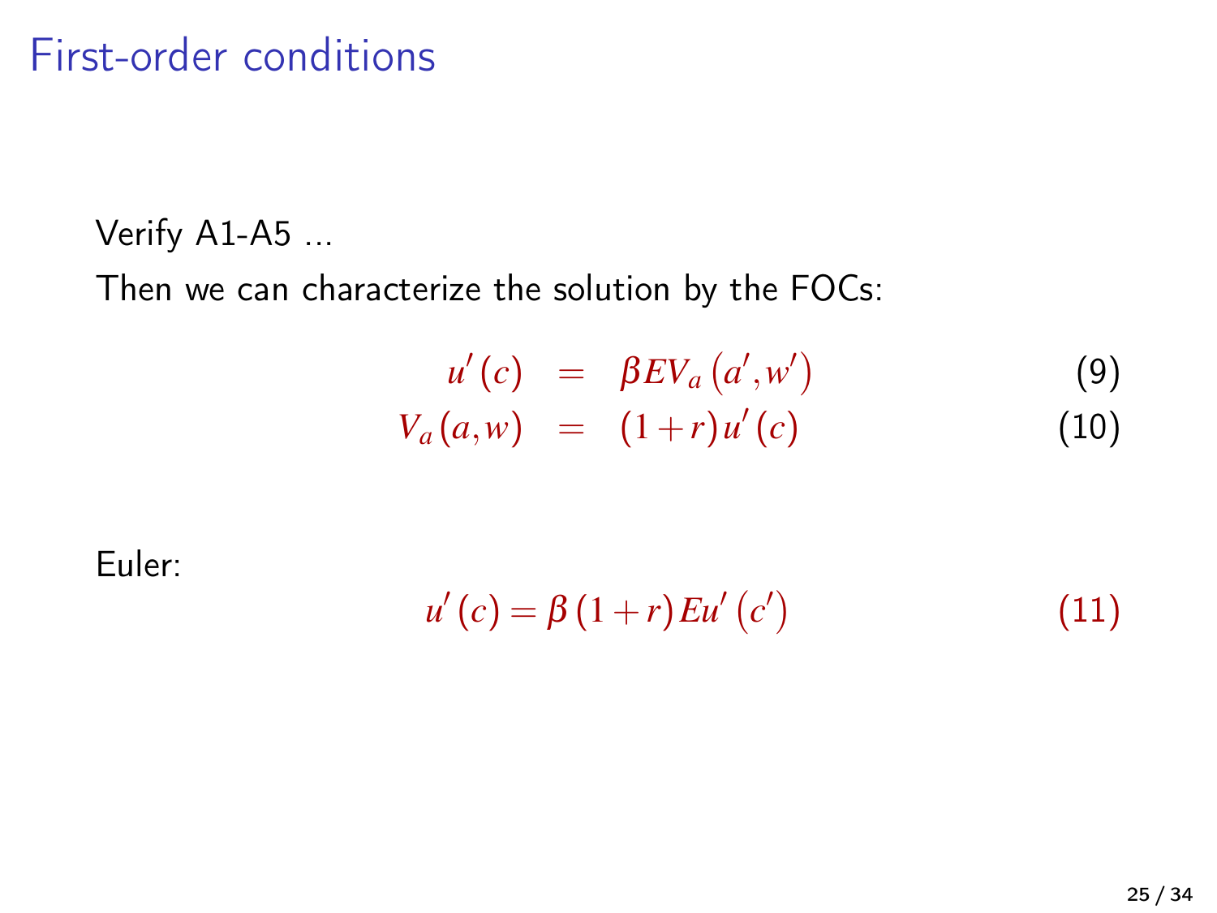# First-order conditions

Verify A1-A5 ...

Then we can characterize the solution by the FOCs:

$$u'(c) = \beta E V_a(a', w') \tag{9}$$

$$V_a(a, w) = (1+r) u'(c) \tag{10}$$

Euler:

$$u'(c) = \beta (1+r) E u'(c') \tag{11}$$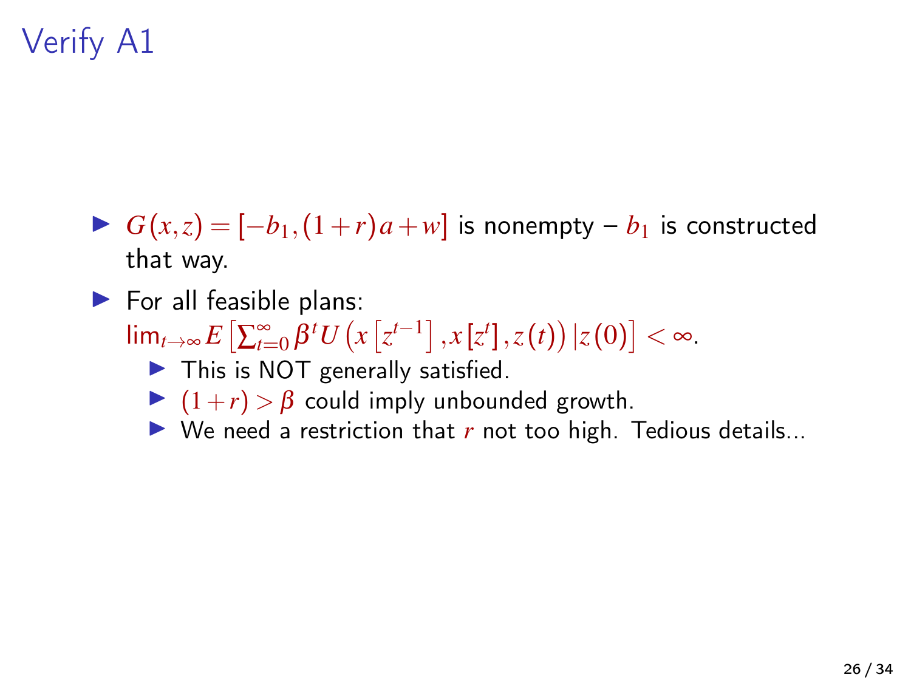# Verify A1

- $G(x,z) = [-b_1, (1+r)a + w]$ is nonempty – $b_1$ is constructed that way.
- For all feasible plans: $\lim_{t\to\infty} E\left[\sum_{t=0}^{\infty} \beta^t U\left(x\left[z^{t-1}\right], x\left[z^t\right], z(t)\right) | z(0)\right] < \infty$.
  - This is NOT generally satisfied.
  - $(1+r) > \beta$ could imply unbounded growth.
  - We need a restriction that $r$ not too high. Tedious details...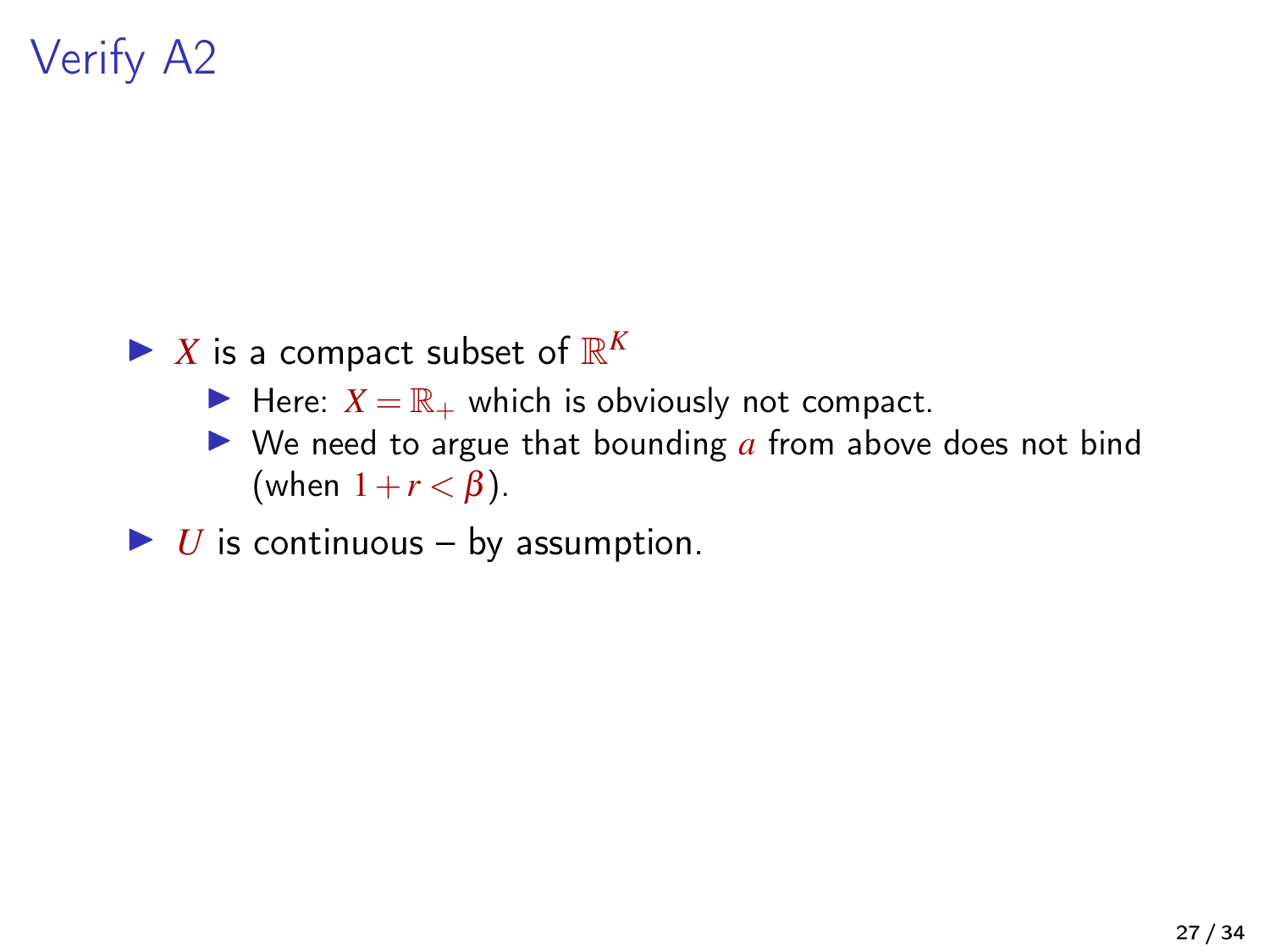# Verify A2

- $X$ is a compact subset of $\mathbb{R}^K$
  - Here: $X = \mathbb{R}_+$ which is obviously not compact.
  - We need to argue that bounding $a$ from above does not bind (when $1+r < \beta$).
- $U$ is continuous – by assumption.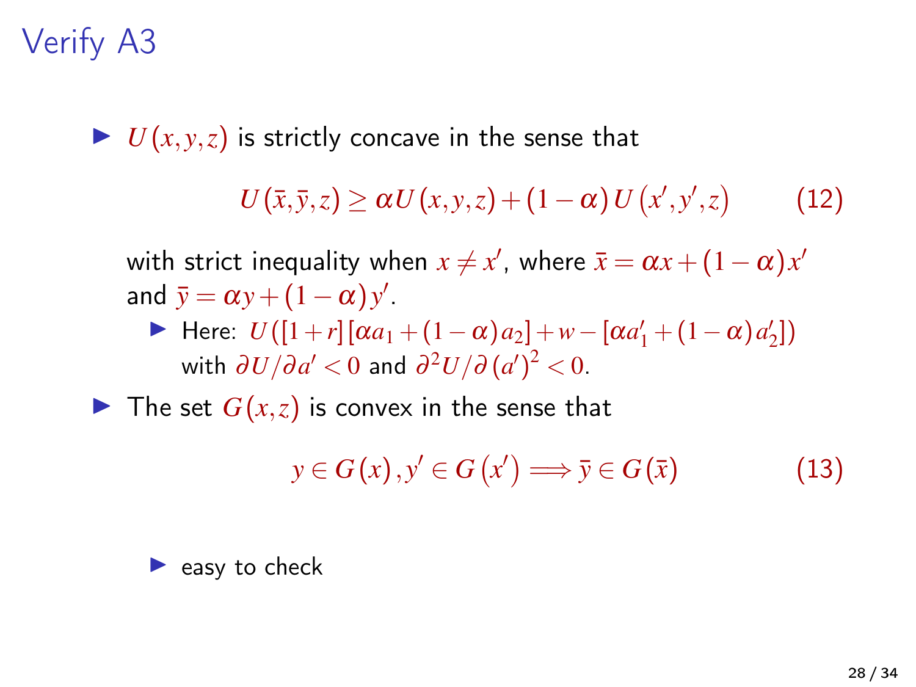# Verify A3

- $U(x,y,z)$ is strictly concave in the sense that

$$U(\bar{x},\bar{y},z) \geq \alpha U(x,y,z) + (1-\alpha) U(x',y',z) \tag{12}$$

  with strict inequality when $x \neq x'$, where $\bar{x} = \alpha x + (1-\alpha) x'$ and $\bar{y} = \alpha y + (1-\alpha) y'$.
  - Here: $U([1+r][\alpha a_1 + (1-\alpha) a_2] + w - [\alpha a_1' + (1-\alpha) a_2'])$ with $\partial U / \partial a' < 0$ and $\partial^2 U / \partial (a')^2 < 0$.
- The set $G(x,z)$ is convex in the sense that

$$y \in G(x), y' \in G(x') \Longrightarrow \bar{y} \in G(\bar{x}) \tag{13}$$

  - easy to check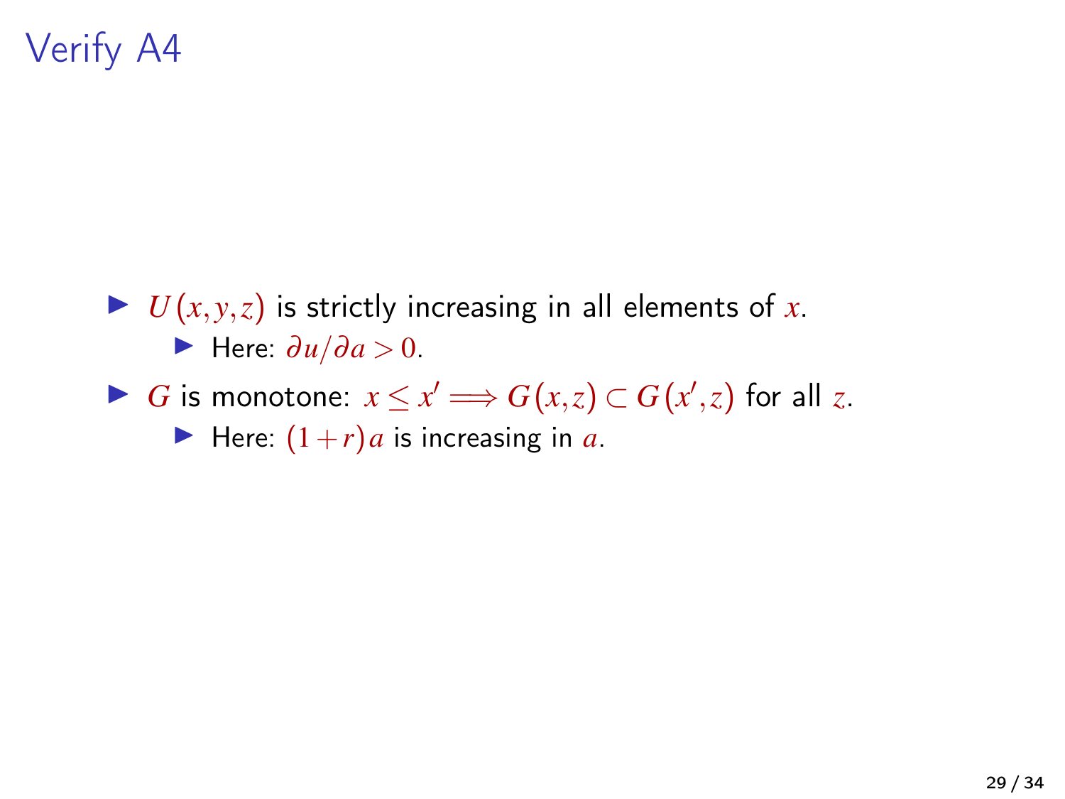# Verify A4

- $U(x,y,z)$ is strictly increasing in all elements of $x$.
  - Here: $\partial u / \partial a > 0$.
- $G$ is monotone: $x \leq x' \Longrightarrow G(x,z) \subset G(x',z)$ for all $z$.
  - Here: $(1+r)a$ is increasing in $a$.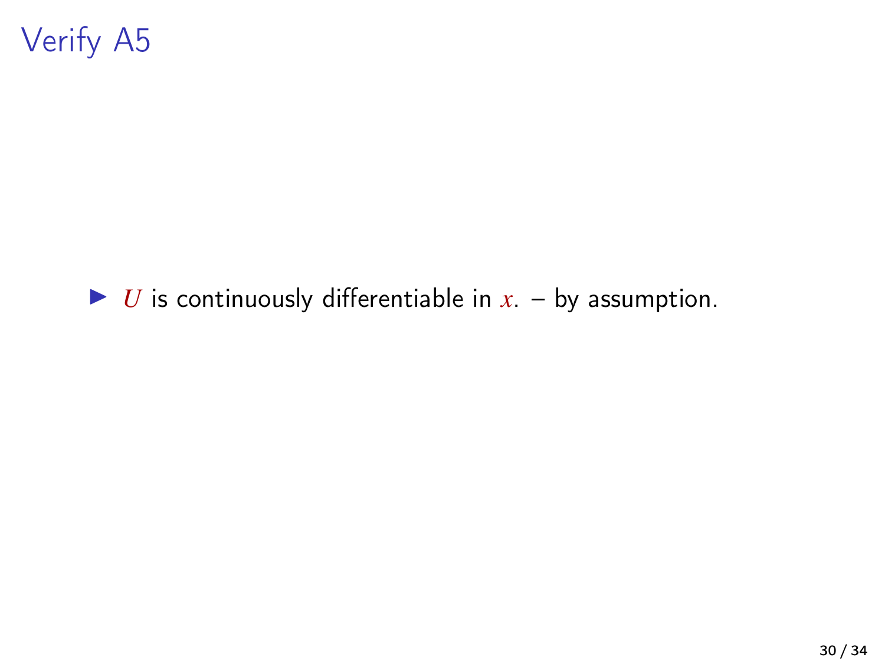# Verify A5

- $U$ is continuously differentiable in $x$. – by assumption.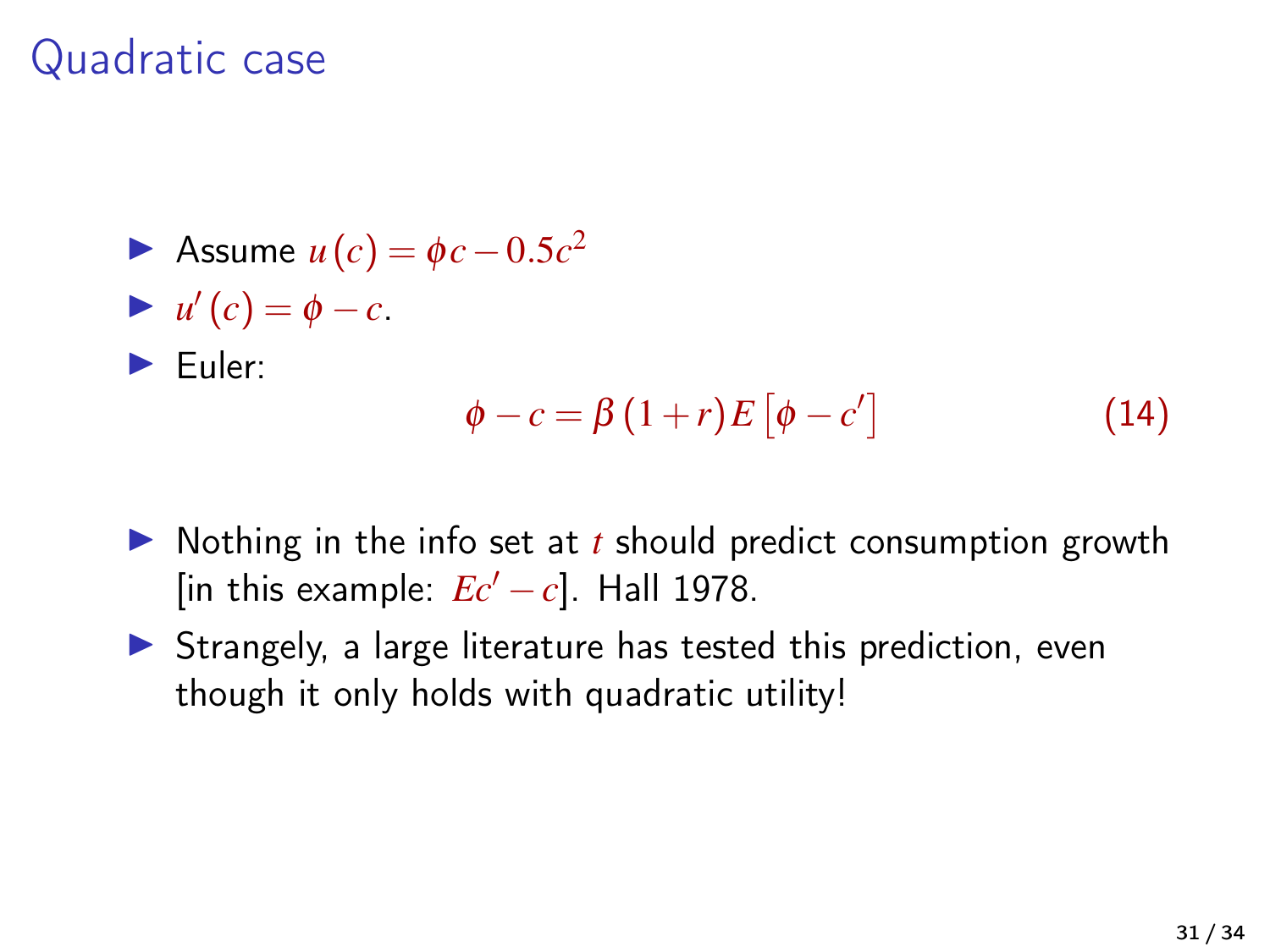# Quadratic case

- Assume $u(c) = \phi c - 0.5c^2$
- $u'(c) = \phi - c$.
- Euler:

$$\phi - c = \beta (1+r) E \left[ \phi - c' \right] \tag{14}$$

- Nothing in the info set at $t$ should predict consumption growth [in this example: $Ec' - c$]. Hall 1978.
- Strangely, a large literature has tested this prediction, even though it only holds with quadratic utility!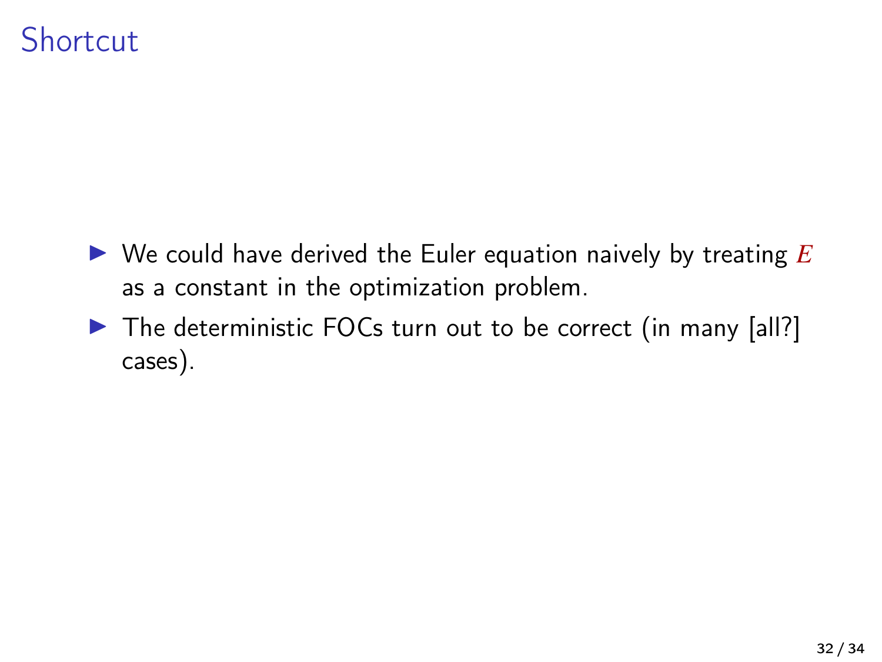# Shortcut

- We could have derived the Euler equation naively by treating $E$ as a constant in the optimization problem.
- The deterministic FOCs turn out to be correct (in many [all?] cases).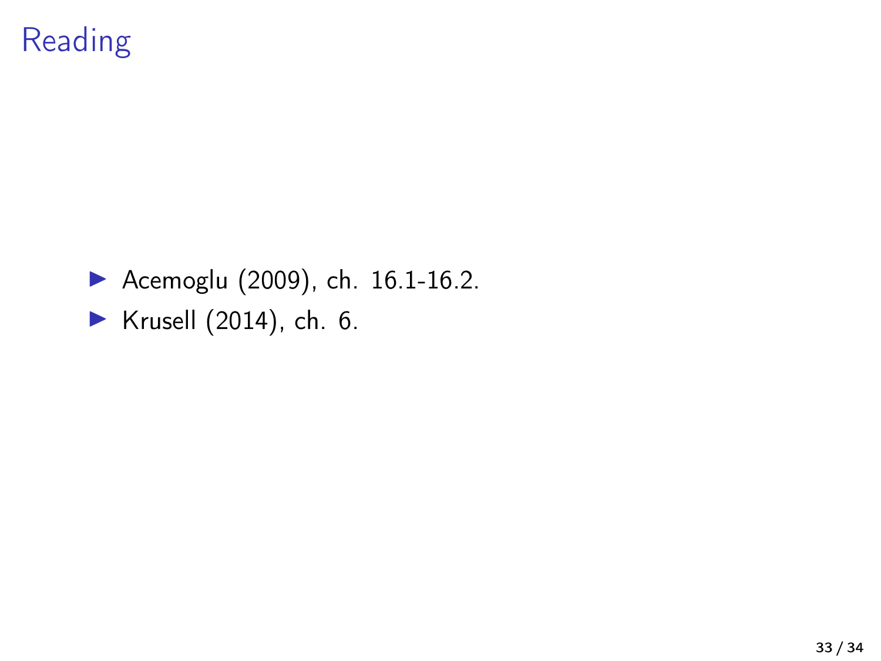# Reading

- Acemoglu (2009), ch. 16.1-16.2.
- Krusell (2014), ch. 6.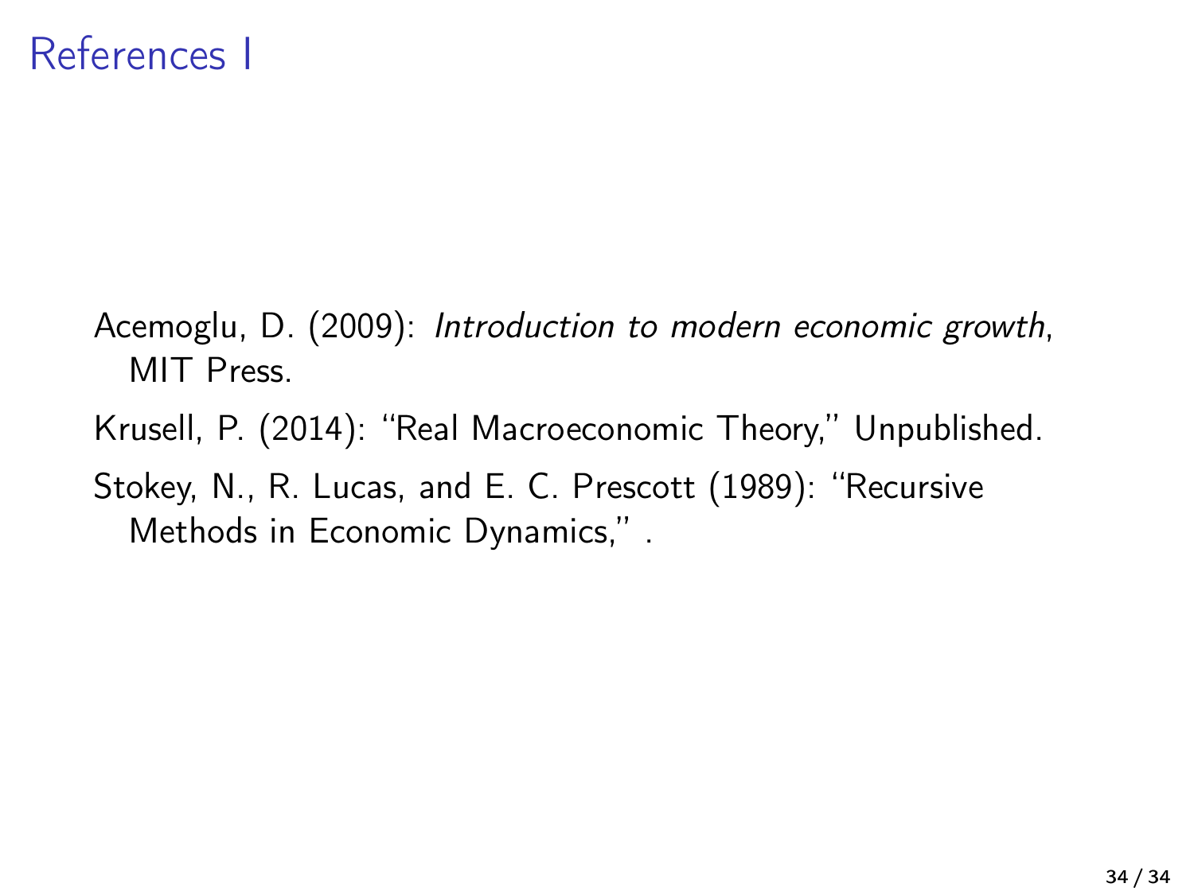# References I

Acemoglu, D. (2009): *Introduction to modern economic growth*, MIT Press.

Krusell, P. (2014): "Real Macroeconomic Theory," Unpublished.

Stokey, N., R. Lucas, and E. C. Prescott (1989): "Recursive Methods in Economic Dynamics," .